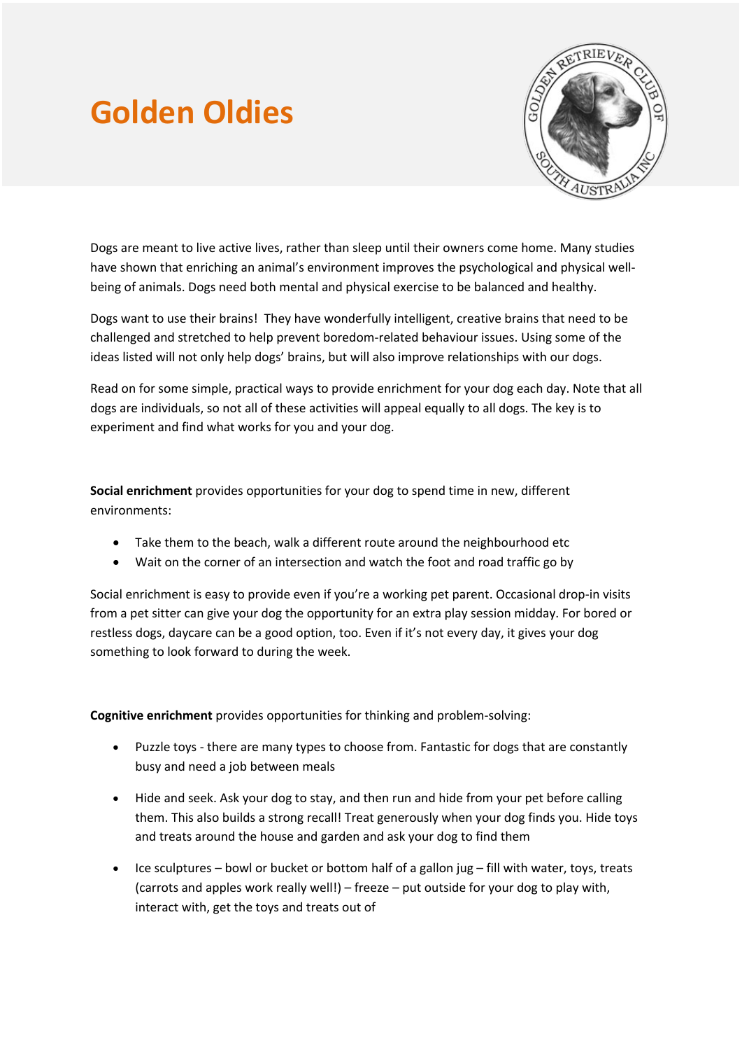# Golden Oldies

Dogs are meant to live active lives, rather than sleep until their owners come home. Many studies have shown that enriching an animal's environment improves the psychological and physical well-being of animals. Dogs need both mental and physical exercise to be balanced and healthy.

Dogs want to use their brains! They have wonderfully intelligent, creative brains that need to be challenged and stretched to help prevent boredom-related behaviour issues. Using some of the ideas listed will not only help dogs' brains, but will also improve relationships with our dogs.

Read on for some simple, practical ways to provide enrichment for your dog each day. Note that all dogs are individuals, so not all of these activities will appeal equally to all dogs. The key is to experiment and find what works for you and your dog.

**Social enrichment** provides opportunities for your dog to spend time in new, different environments:

- Take them to the beach, walk a different route around the neighbourhood etc
- Wait on the corner of an intersection and watch the foot and road traffic go by

Social enrichment is easy to provide even if you're a working pet parent. Occasional drop-in visits from a pet sitter can give your dog the opportunity for an extra play session midday. For bored or restless dogs, daycare can be a good option, too. Even if it's not every day, it gives your dog something to look forward to during the week.

**Cognitive enrichment** provides opportunities for thinking and problem-solving:

- Puzzle toys - there are many types to choose from. Fantastic for dogs that are constantly busy and need a job between meals
- Hide and seek. Ask your dog to stay, and then run and hide from your pet before calling them. This also builds a strong recall! Treat generously when your dog finds you. Hide toys and treats around the house and garden and ask your dog to find them
- Ice sculptures – bowl or bucket or bottom half of a gallon jug – fill with water, toys, treats (carrots and apples work really well!) – freeze – put outside for your dog to play with, interact with, get the toys and treats out of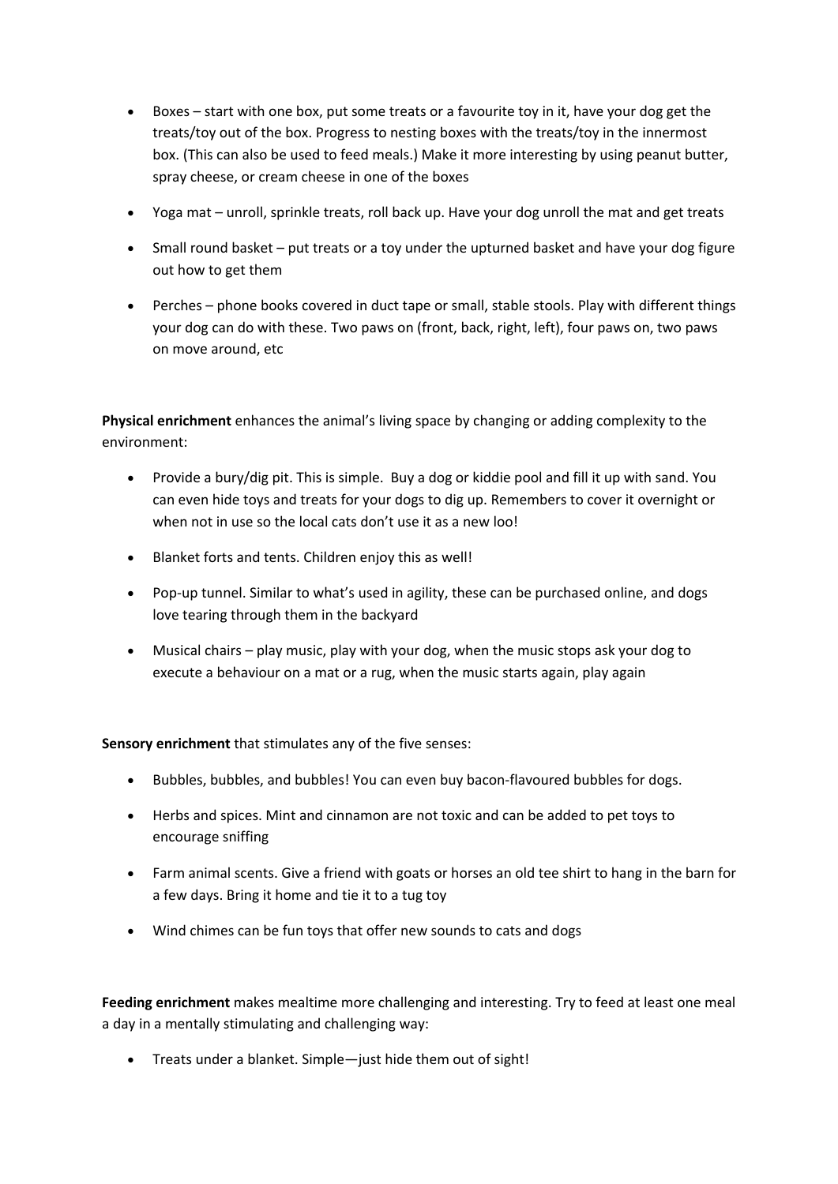- Boxes – start with one box, put some treats or a favourite toy in it, have your dog get the treats/toy out of the box. Progress to nesting boxes with the treats/toy in the innermost box. (This can also be used to feed meals.) Make it more interesting by using peanut butter, spray cheese, or cream cheese in one of the boxes
- Yoga mat – unroll, sprinkle treats, roll back up. Have your dog unroll the mat and get treats
- Small round basket – put treats or a toy under the upturned basket and have your dog figure out how to get them
- Perches – phone books covered in duct tape or small, stable stools. Play with different things your dog can do with these. Two paws on (front, back, right, left), four paws on, two paws on move around, etc

**Physical enrichment** enhances the animal's living space by changing or adding complexity to the environment:

- Provide a bury/dig pit. This is simple. Buy a dog or kiddie pool and fill it up with sand. You can even hide toys and treats for your dogs to dig up. Remembers to cover it overnight or when not in use so the local cats don't use it as a new loo!
- Blanket forts and tents. Children enjoy this as well!
- Pop-up tunnel. Similar to what's used in agility, these can be purchased online, and dogs love tearing through them in the backyard
- Musical chairs – play music, play with your dog, when the music stops ask your dog to execute a behaviour on a mat or a rug, when the music starts again, play again

**Sensory enrichment** that stimulates any of the five senses:

- Bubbles, bubbles, and bubbles! You can even buy bacon-flavoured bubbles for dogs.
- Herbs and spices. Mint and cinnamon are not toxic and can be added to pet toys to encourage sniffing
- Farm animal scents. Give a friend with goats or horses an old tee shirt to hang in the barn for a few days. Bring it home and tie it to a tug toy
- Wind chimes can be fun toys that offer new sounds to cats and dogs

**Feeding enrichment** makes mealtime more challenging and interesting. Try to feed at least one meal a day in a mentally stimulating and challenging way:

- Treats under a blanket. Simple—just hide them out of sight!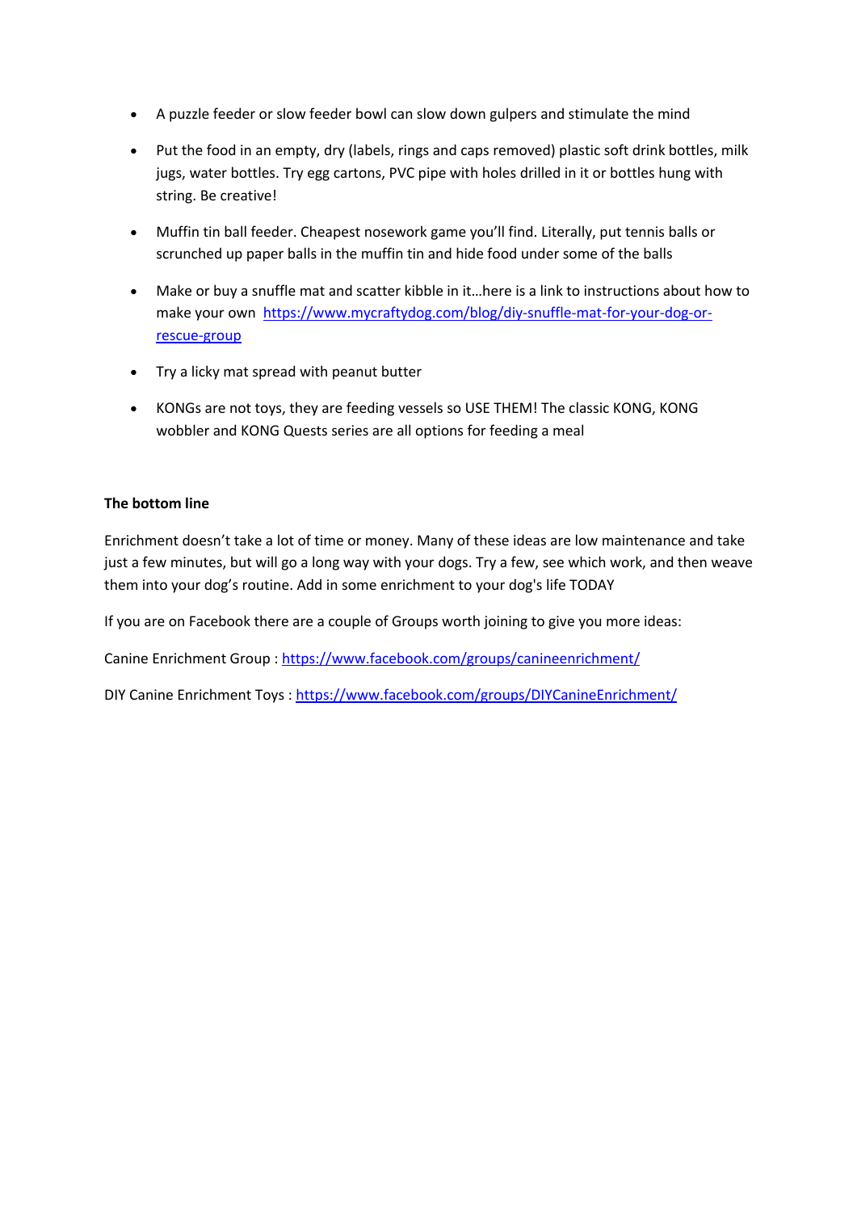- A puzzle feeder or slow feeder bowl can slow down gulpers and stimulate the mind
- Put the food in an empty, dry (labels, rings and caps removed) plastic soft drink bottles, milk jugs, water bottles. Try egg cartons, PVC pipe with holes drilled in it or bottles hung with string. Be creative!
- Muffin tin ball feeder. Cheapest nosework game you'll find. Literally, put tennis balls or scrunched up paper balls in the muffin tin and hide food under some of the balls
- Make or buy a snuffle mat and scatter kibble in it…here is a link to instructions about how to make your own https://www.mycraftydog.com/blog/diy-snuffle-mat-for-your-dog-or-rescue-group
- Try a licky mat spread with peanut butter
- KONGs are not toys, they are feeding vessels so USE THEM! The classic KONG, KONG wobbler and KONG Quests series are all options for feeding a meal

**The bottom line**

Enrichment doesn't take a lot of time or money. Many of these ideas are low maintenance and take just a few minutes, but will go a long way with your dogs. Try a few, see which work, and then weave them into your dog's routine. Add in some enrichment to your dog's life TODAY

If you are on Facebook there are a couple of Groups worth joining to give you more ideas:

Canine Enrichment Group : https://www.facebook.com/groups/canineenrichment/

DIY Canine Enrichment Toys : https://www.facebook.com/groups/DIYCanineEnrichment/